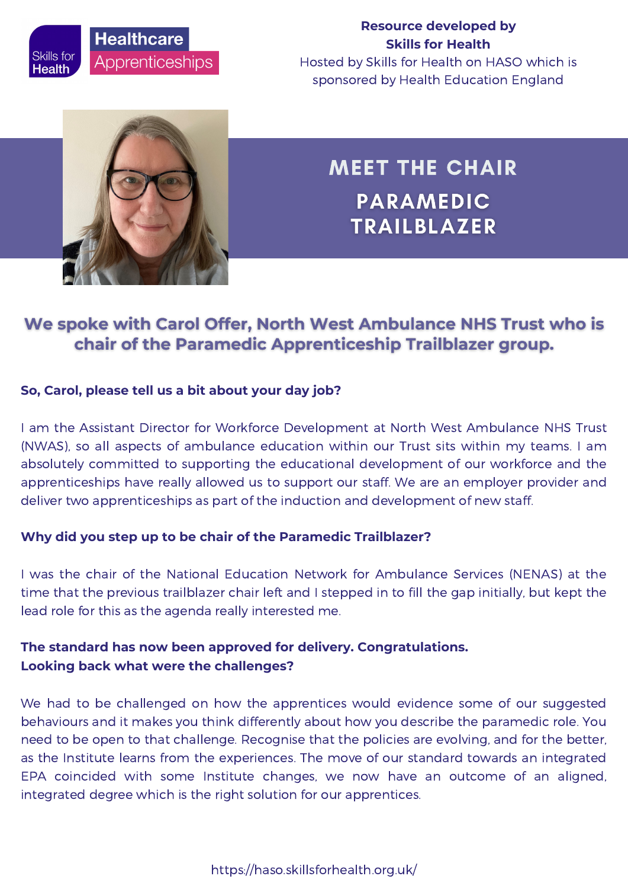Healthcare Apprenticeships

**Resource developed by Skills for Health**
Hosted by Skills for Health on HASO which is sponsored by Health Education England

# MEET THE CHAIR

## PARAMEDIC TRAILBLAZER

### We spoke with Carol Offer, North West Ambulance NHS Trust who is chair of the Paramedic Apprenticeship Trailblazer group.

**So, Carol, please tell us a bit about your day job?**

I am the Assistant Director for Workforce Development at North West Ambulance NHS Trust (NWAS), so all aspects of ambulance education within our Trust sits within my teams. I am absolutely committed to supporting the educational development of our workforce and the apprenticeships have really allowed us to support our staff. We are an employer provider and deliver two apprenticeships as part of the induction and development of new staff.

**Why did you step up to be chair of the Paramedic Trailblazer?**

I was the chair of the National Education Network for Ambulance Services (NENAS) at the time that the previous trailblazer chair left and I stepped in to fill the gap initially, but kept the lead role for this as the agenda really interested me.

**The standard has now been approved for delivery. Congratulations.**
**Looking back what were the challenges?**

We had to be challenged on how the apprentices would evidence some of our suggested behaviours and it makes you think differently about how you describe the paramedic role. You need to be open to that challenge. Recognise that the policies are evolving, and for the better, as the Institute learns from the experiences. The move of our standard towards an integrated EPA coincided with some Institute changes, we now have an outcome of an aligned, integrated degree which is the right solution for our apprentices.

https://haso.skillsforhealth.org.uk/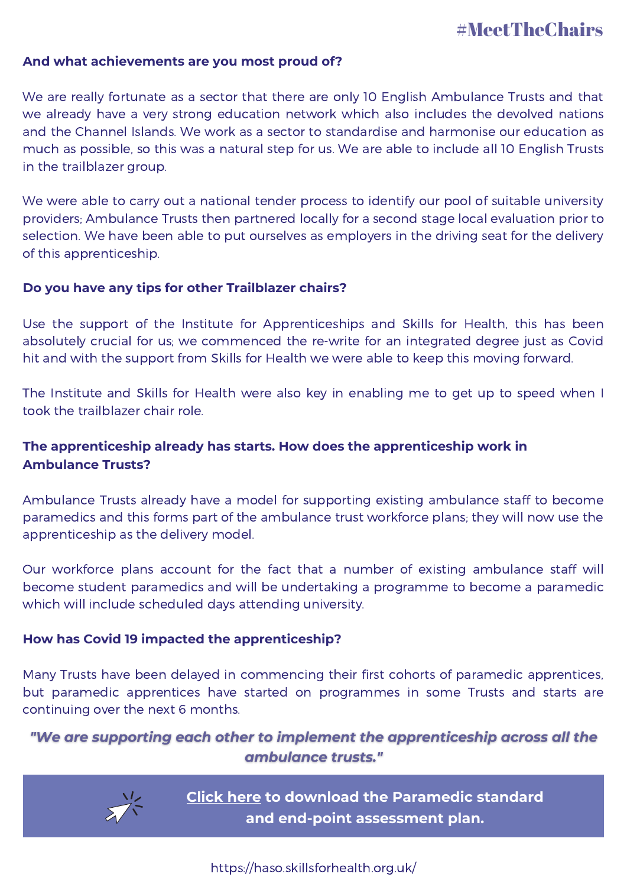**And what achievements are you most proud of?**

We are really fortunate as a sector that there are only 10 English Ambulance Trusts and that we already have a very strong education network which also includes the devolved nations and the Channel Islands. We work as a sector to standardise and harmonise our education as much as possible, so this was a natural step for us. We are able to include all 10 English Trusts in the trailblazer group.

We were able to carry out a national tender process to identify our pool of suitable university providers; Ambulance Trusts then partnered locally for a second stage local evaluation prior to selection. We have been able to put ourselves as employers in the driving seat for the delivery of this apprenticeship.

**Do you have any tips for other Trailblazer chairs?**

Use the support of the Institute for Apprenticeships and Skills for Health, this has been absolutely crucial for us; we commenced the re-write for an integrated degree just as Covid hit and with the support from Skills for Health we were able to keep this moving forward.

The Institute and Skills for Health were also key in enabling me to get up to speed when I took the trailblazer chair role.

**The apprenticeship already has starts. How does the apprenticeship work in Ambulance Trusts?**

Ambulance Trusts already have a model for supporting existing ambulance staff to become paramedics and this forms part of the ambulance trust workforce plans; they will now use the apprenticeship as the delivery model.

Our workforce plans account for the fact that a number of existing ambulance staff will become student paramedics and will be undertaking a programme to become a paramedic which will include scheduled days attending university.

**How has Covid 19 impacted the apprenticeship?**

Many Trusts have been delayed in commencing their first cohorts of paramedic apprentices, but paramedic apprentices have started on programmes in some Trusts and starts are continuing over the next 6 months.

***"We are supporting each other to implement the apprenticeship across all the ambulance trusts."***

**Click here to download the Paramedic standard and end-point assessment plan.**

https://haso.skillsforhealth.org.uk/